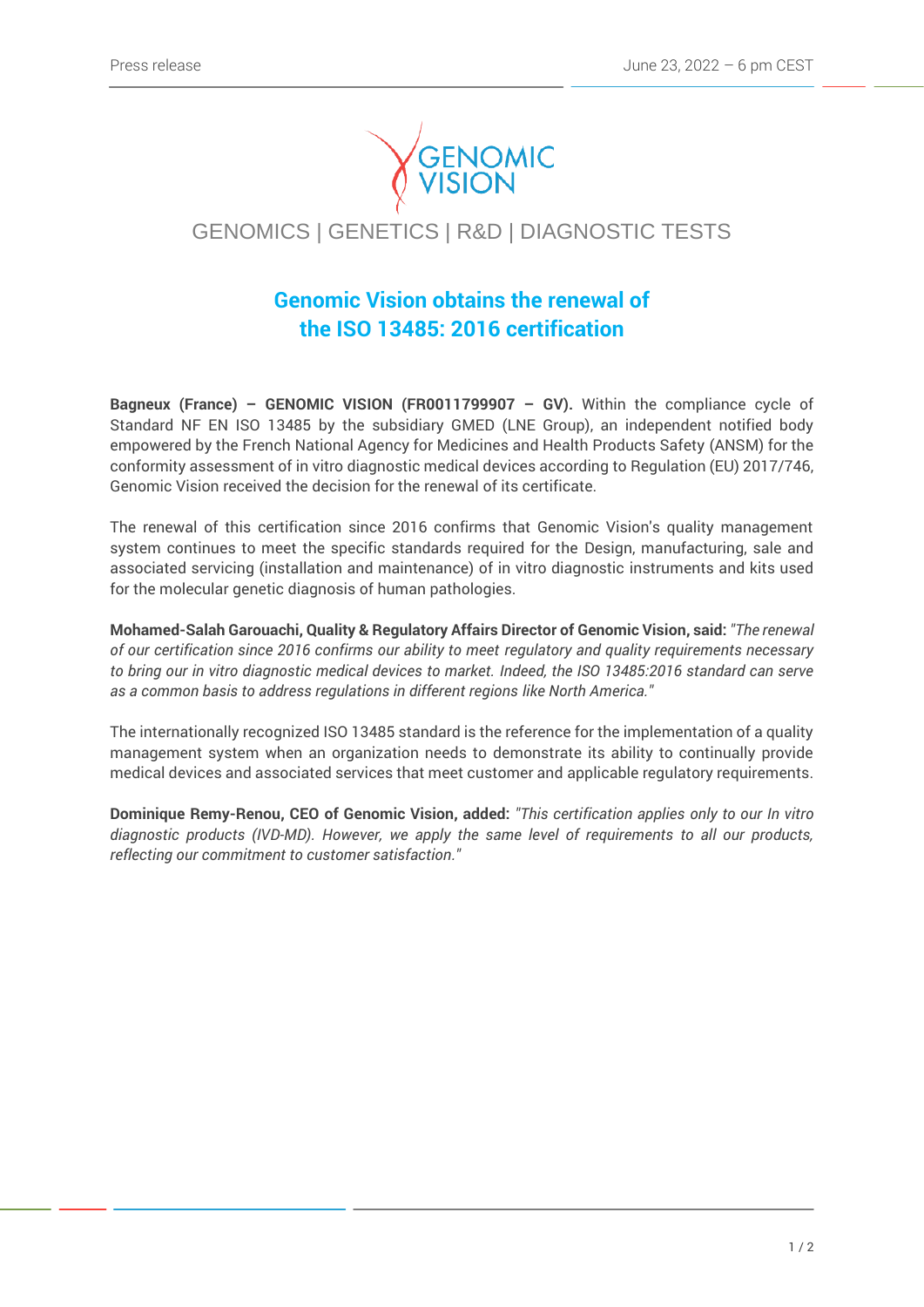Press release

June 23, 2022 – 6 pm CEST

GENOMIC VISION

GENOMICS | GENETICS | R&D | DIAGNOSTIC TESTS

# Genomic Vision obtains the renewal of the ISO 13485: 2016 certification

**Bagneux (France) – GENOMIC VISION (FR0011799907 – GV).** Within the compliance cycle of Standard NF EN ISO 13485 by the subsidiary GMED (LNE Group), an independent notified body empowered by the French National Agency for Medicines and Health Products Safety (ANSM) for the conformity assessment of in vitro diagnostic medical devices according to Regulation (EU) 2017/746, Genomic Vision received the decision for the renewal of its certificate.

The renewal of this certification since 2016 confirms that Genomic Vision's quality management system continues to meet the specific standards required for the Design, manufacturing, sale and associated servicing (installation and maintenance) of in vitro diagnostic instruments and kits used for the molecular genetic diagnosis of human pathologies.

**Mohamed-Salah Garouachi, Quality & Regulatory Affairs Director of Genomic Vision, said:** *"The renewal of our certification since 2016 confirms our ability to meet regulatory and quality requirements necessary to bring our in vitro diagnostic medical devices to market. Indeed, the ISO 13485:2016 standard can serve as a common basis to address regulations in different regions like North America."*

The internationally recognized ISO 13485 standard is the reference for the implementation of a quality management system when an organization needs to demonstrate its ability to continually provide medical devices and associated services that meet customer and applicable regulatory requirements.

**Dominique Remy-Renou, CEO of Genomic Vision, added:** *"This certification applies only to our In vitro diagnostic products (IVD-MD). However, we apply the same level of requirements to all our products, reflecting our commitment to customer satisfaction."*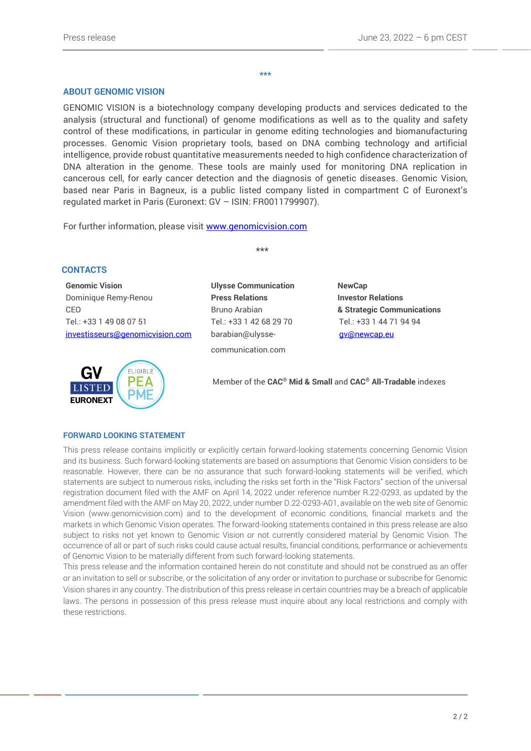\*\*\*

## ABOUT GENOMIC VISION

GENOMIC VISION is a biotechnology company developing products and services dedicated to the analysis (structural and functional) of genome modifications as well as to the quality and safety control of these modifications, in particular in genome editing technologies and biomanufacturing processes. Genomic Vision proprietary tools, based on DNA combing technology and artificial intelligence, provide robust quantitative measurements needed to high confidence characterization of DNA alteration in the genome. These tools are mainly used for monitoring DNA replication in cancerous cell, for early cancer detection and the diagnosis of genetic diseases. Genomic Vision, based near Paris in Bagneux, is a public listed company listed in compartment C of Euronext's regulated market in Paris (Euronext: GV – ISIN: FR0011799907).

For further information, please visit www.genomicvision.com

\*\*\*

## CONTACTS

**Genomic Vision**
Dominique Remy-Renou
CEO
Tel.: +33 1 49 08 07 51
investisseurs@genomicvision.com

**Ulysse Communication**
**Press Relations**
Bruno Arabian
Tel.: +33 1 42 68 29 70
barabian@ulysse-communication.com

**NewCap**
**Investor Relations**
**& Strategic Communications**
Tel.: +33 1 44 71 94 94
gv@newcap.eu

GV LISTED EURONEXT — ELIGIBLE PEA PME

Member of the **CAC® Mid & Small** and **CAC® All-Tradable** indexes

## FORWARD LOOKING STATEMENT

This press release contains implicitly or explicitly certain forward-looking statements concerning Genomic Vision and its business. Such forward-looking statements are based on assumptions that Genomic Vision considers to be reasonable. However, there can be no assurance that such forward-looking statements will be verified, which statements are subject to numerous risks, including the risks set forth in the "Risk Factors" section of the universal registration document filed with the AMF on April 14, 2022 under reference number R.22-0293, as updated by the amendment filed with the AMF on May 20, 2022, under number D.22-0293-A01, available on the web site of Genomic Vision (www.genomicvision.com) and to the development of economic conditions, financial markets and the markets in which Genomic Vision operates. The forward-looking statements contained in this press release are also subject to risks not yet known to Genomic Vision or not currently considered material by Genomic Vision. The occurrence of all or part of such risks could cause actual results, financial conditions, performance or achievements of Genomic Vision to be materially different from such forward-looking statements.

This press release and the information contained herein do not constitute and should not be construed as an offer or an invitation to sell or subscribe, or the solicitation of any order or invitation to purchase or subscribe for Genomic Vision shares in any country. The distribution of this press release in certain countries may be a breach of applicable laws. The persons in possession of this press release must inquire about any local restrictions and comply with these restrictions.